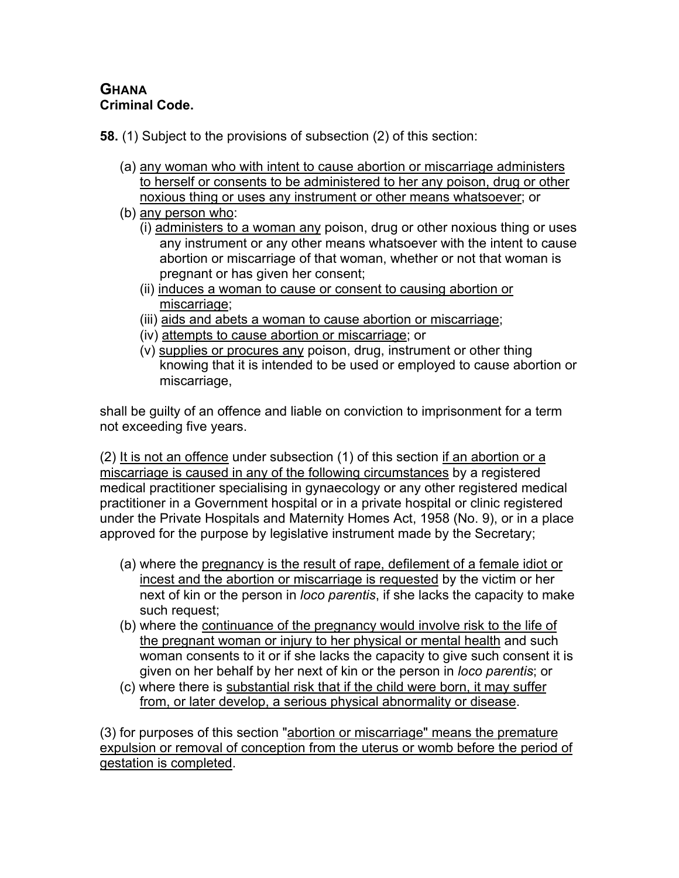# GHANA
## Criminal Code.

**58.** (1) Subject to the provisions of subsection (2) of this section:

- (a) any woman who with intent to cause abortion or miscarriage administers to herself or consents to be administered to her any poison, drug or other noxious thing or uses any instrument or other means whatsoever; or
- (b) any person who:
  - (i) administers to a woman any poison, drug or other noxious thing or uses any instrument or any other means whatsoever with the intent to cause abortion or miscarriage of that woman, whether or not that woman is pregnant or has given her consent;
  - (ii) induces a woman to cause or consent to causing abortion or miscarriage;
  - (iii) aids and abets a woman to cause abortion or miscarriage;
  - (iv) attempts to cause abortion or miscarriage; or
  - (v) supplies or procures any poison, drug, instrument or other thing knowing that it is intended to be used or employed to cause abortion or miscarriage,

shall be guilty of an offence and liable on conviction to imprisonment for a term not exceeding five years.

(2) It is not an offence under subsection (1) of this section if an abortion or a miscarriage is caused in any of the following circumstances by a registered medical practitioner specialising in gynaecology or any other registered medical practitioner in a Government hospital or in a private hospital or clinic registered under the Private Hospitals and Maternity Homes Act, 1958 (No. 9), or in a place approved for the purpose by legislative instrument made by the Secretary;

- (a) where the pregnancy is the result of rape, defilement of a female idiot or incest and the abortion or miscarriage is requested by the victim or her next of kin or the person in *loco parentis*, if she lacks the capacity to make such request;
- (b) where the continuance of the pregnancy would involve risk to the life of the pregnant woman or injury to her physical or mental health and such woman consents to it or if she lacks the capacity to give such consent it is given on her behalf by her next of kin or the person in *loco parentis*; or
- (c) where there is substantial risk that if the child were born, it may suffer from, or later develop, a serious physical abnormality or disease.

(3) for purposes of this section "abortion or miscarriage" means the premature expulsion or removal of conception from the uterus or womb before the period of gestation is completed.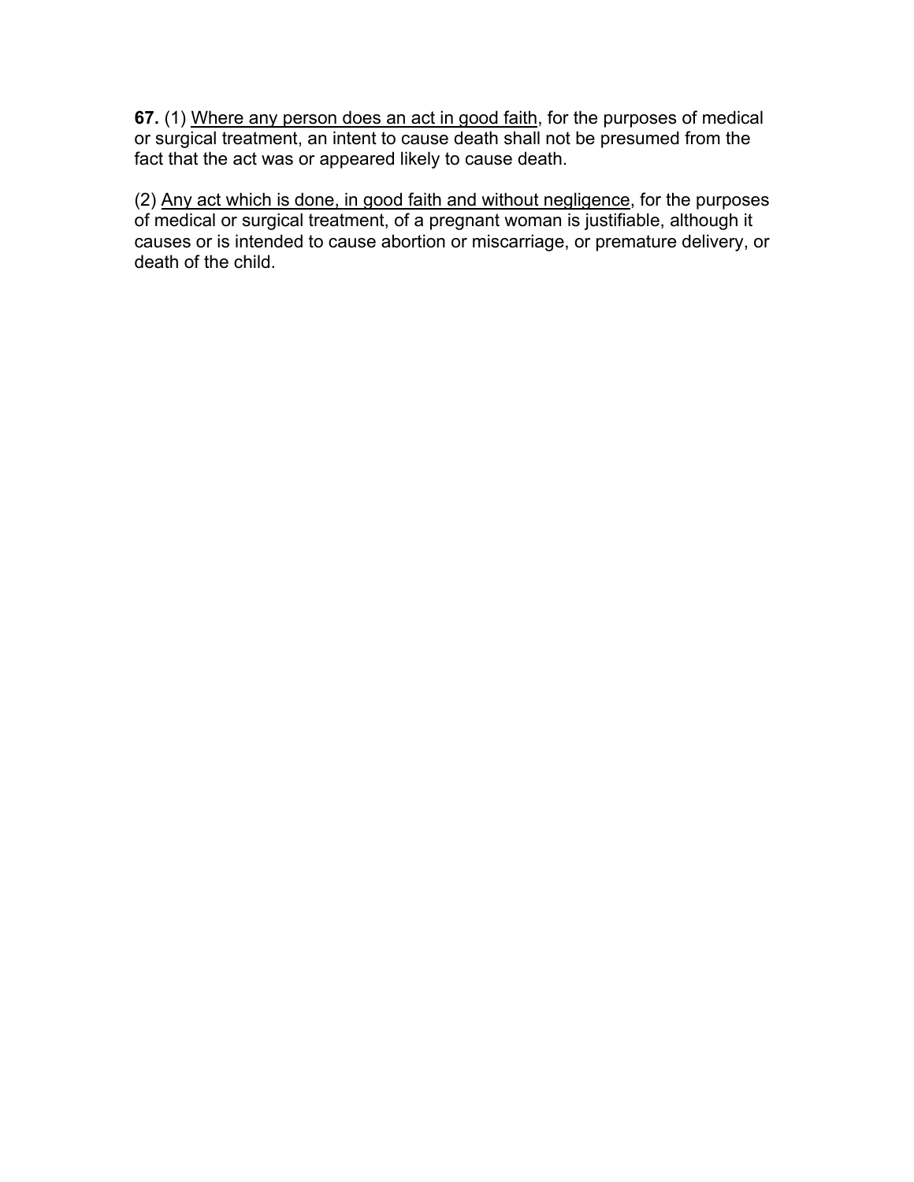**67.** (1) <u>Where any person does an act in good faith</u>, for the purposes of medical or surgical treatment, an intent to cause death shall not be presumed from the fact that the act was or appeared likely to cause death.

(2) <u>Any act which is done, in good faith and without negligence</u>, for the purposes of medical or surgical treatment, of a pregnant woman is justifiable, although it causes or is intended to cause abortion or miscarriage, or premature delivery, or death of the child.